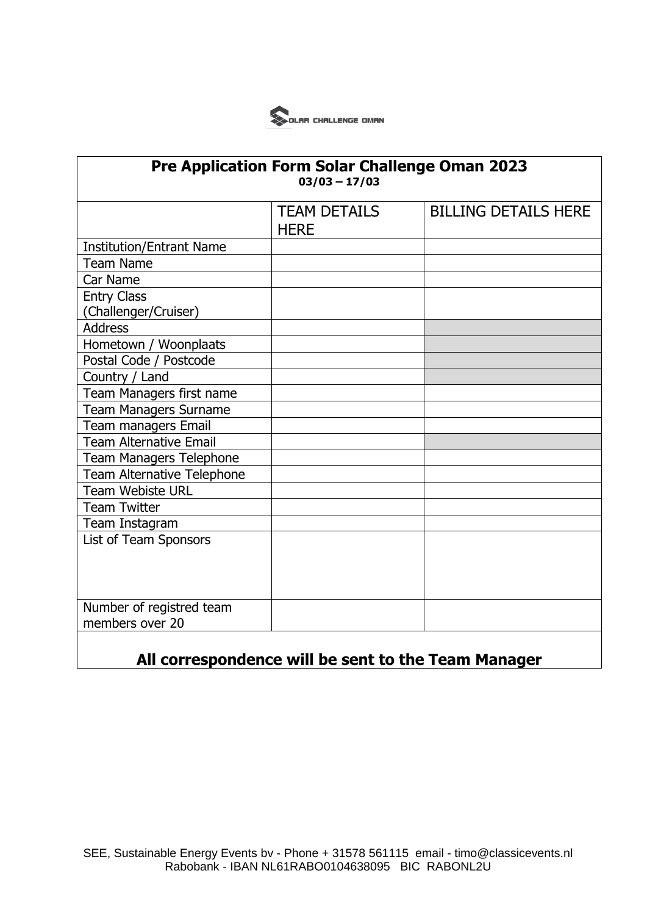SOLAR CHALLENGE OMAN

| **Pre Application Form Solar Challenge Oman 2023**<br>**03/03 – 17/03** | | |
|---|---|---|
| | TEAM DETAILS HERE | BILLING DETAILS HERE |
| Institution/Entrant Name | | |
| Team Name | | |
| Car Name | | |
| Entry Class (Challenger/Cruiser) | | |
| Address | | |
| Hometown / Woonplaats | | |
| Postal Code / Postcode | | |
| Country / Land | | |
| Team Managers first name | | |
| Team Managers Surname | | |
| Team managers Email | | |
| Team Alternative Email | | |
| Team Managers Telephone | | |
| Team Alternative Telephone | | |
| Team Webiste URL | | |
| Team Twitter | | |
| Team Instagram | | |
| List of Team Sponsors | | |
| Number of registred team members over 20 | | |
| **All correspondence will be sent to the Team Manager** | | |

SEE, Sustainable Energy Events bv - Phone + 31578 561115 email - timo@classicevents.nl
Rabobank - IBAN NL61RABO0104638095 BIC RABONL2U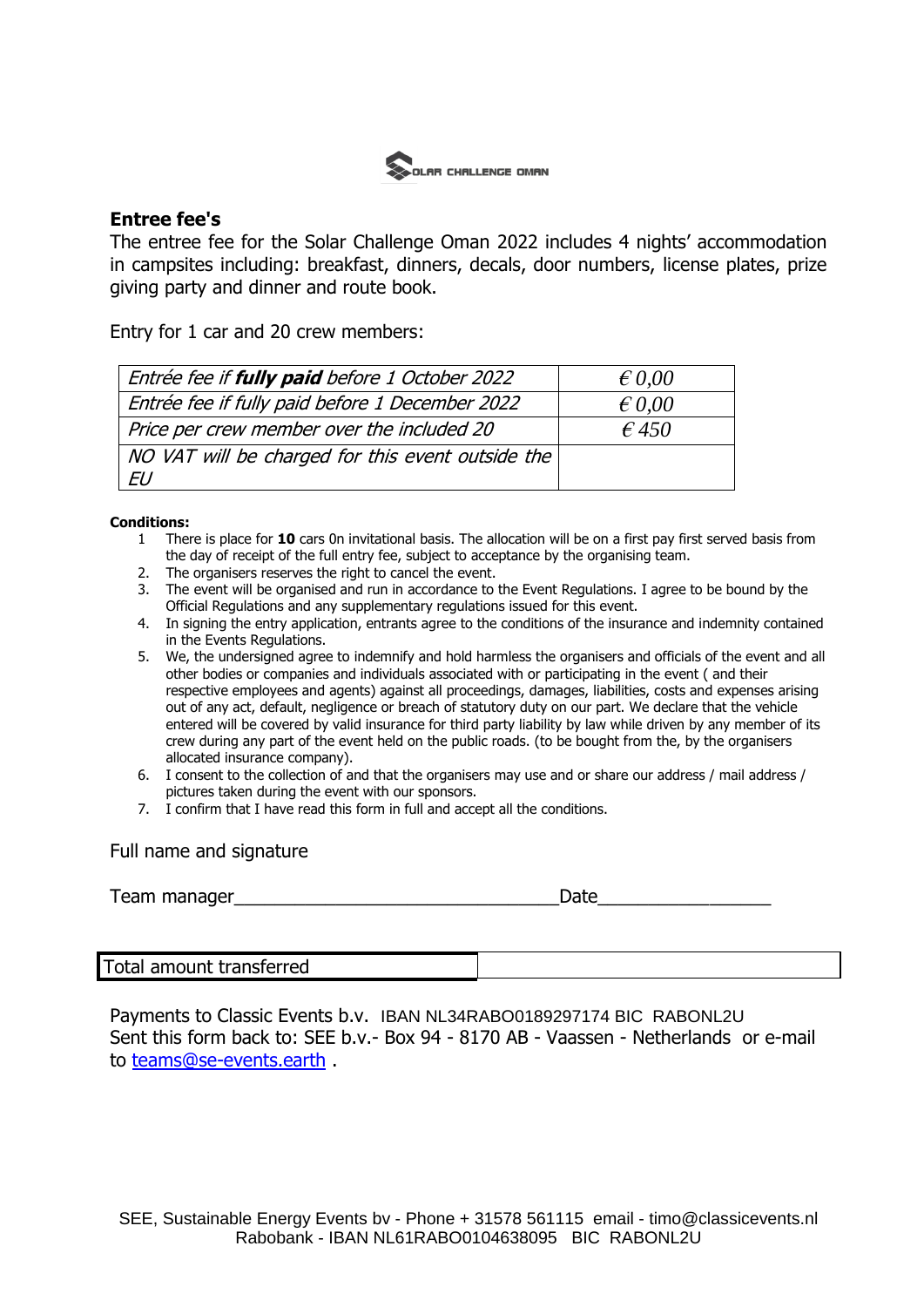SOLAR CHALLENGE OMAN

## Entree fee's

The entree fee for the Solar Challenge Oman 2022 includes 4 nights' accommodation in campsites including: breakfast, dinners, decals, door numbers, license plates, prize giving party and dinner and route book.

Entry for 1 car and 20 crew members:

| | |
|---|---|
| *Entrée fee if **fully paid** before 1 October 2022* | *€ 0,00* |
| *Entrée fee if fully paid before 1 December 2022* | *€ 0,00* |
| *Price per crew member over the included 20* | *€ 450* |
| *NO VAT will be charged for this event outside the EU* | |

**Conditions:**

1 There is place for **10** cars 0n invitational basis. The allocation will be on a first pay first served basis from the day of receipt of the full entry fee, subject to acceptance by the organising team.
2. The organisers reserves the right to cancel the event.
3. The event will be organised and run in accordance to the Event Regulations. I agree to be bound by the Official Regulations and any supplementary regulations issued for this event.
4. In signing the entry application, entrants agree to the conditions of the insurance and indemnity contained in the Events Regulations.
5. We, the undersigned agree to indemnify and hold harmless the organisers and officials of the event and all other bodies or companies and individuals associated with or participating in the event ( and their respective employees and agents) against all proceedings, damages, liabilities, costs and expenses arising out of any act, default, negligence or breach of statutory duty on our part. We declare that the vehicle entered will be covered by valid insurance for third party liability by law while driven by any member of its crew during any part of the event held on the public roads. (to be bought from the, by the organisers allocated insurance company).
6. I consent to the collection of and that the organisers may use and or share our address / mail address / pictures taken during the event with our sponsors.
7. I confirm that I have read this form in full and accept all the conditions.

Full name and signature

Team manager________________________________Date_________________

| | |
|---|---|
| Total amount transferred | |

Payments to Classic Events b.v. IBAN NL34RABO0189297174 BIC RABONL2U
Sent this form back to: SEE b.v.- Box 94 - 8170 AB - Vaassen - Netherlands or e-mail to teams@se-events.earth .

SEE, Sustainable Energy Events bv - Phone + 31578 561115 email - timo@classicevents.nl
Rabobank - IBAN NL61RABO0104638095 BIC RABONL2U